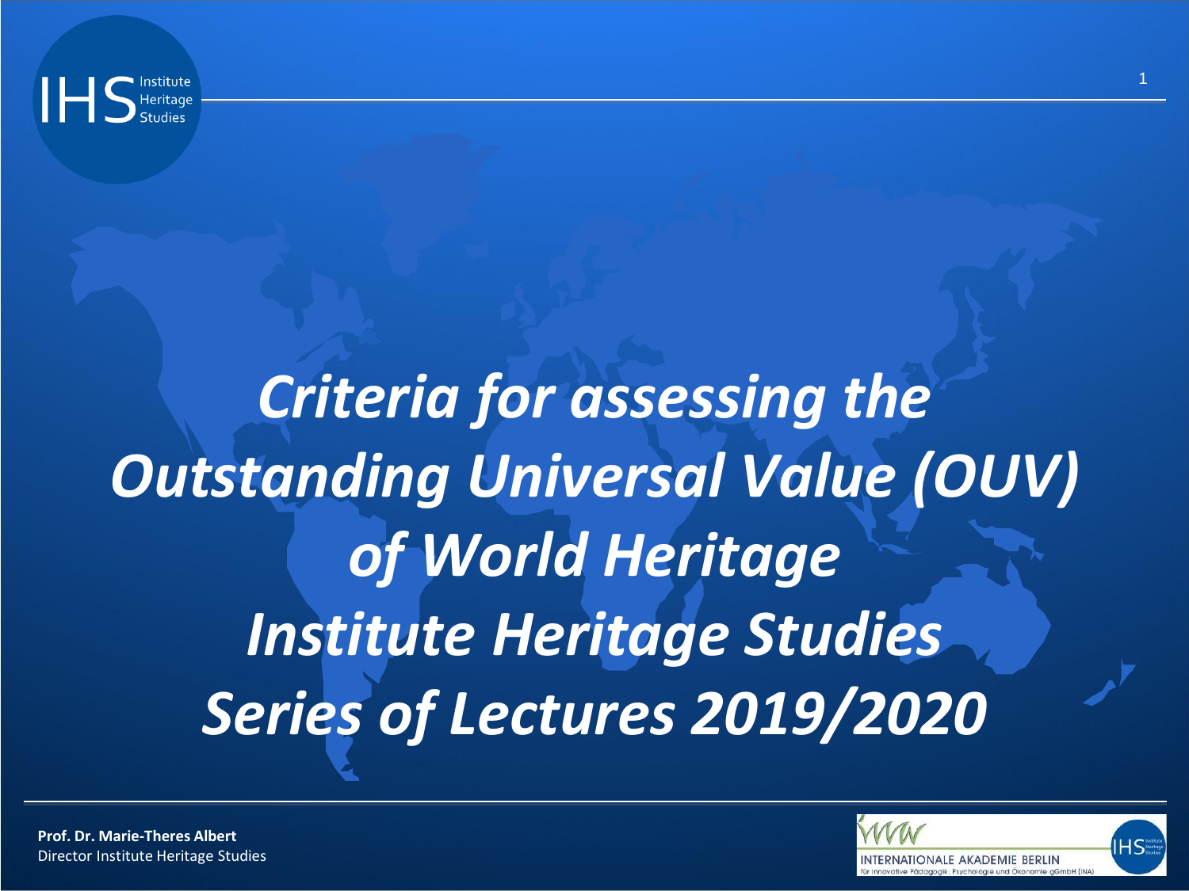# *Criteria for assessing the Outstanding Universal Value (OUV) of World Heritage Institute Heritage Studies Series of Lectures 2019/2020*

**Prof. Dr. Marie-Theres Albert**
Director Institute Heritage Studies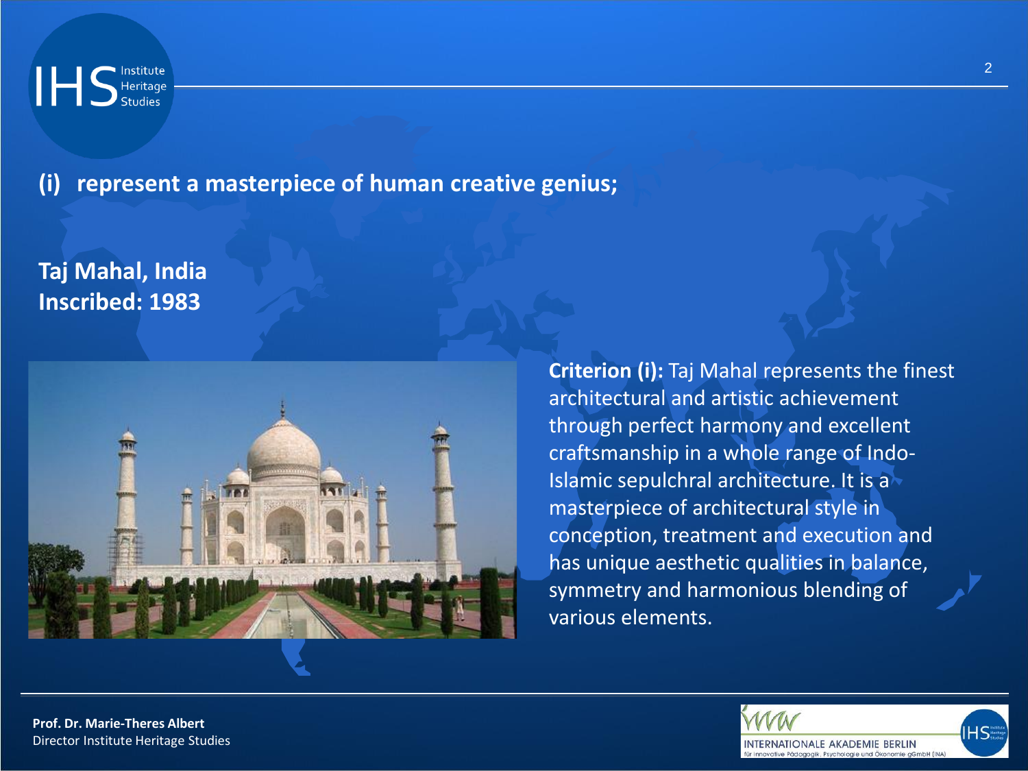## (i) represent a masterpiece of human creative genius;

**Taj Mahal, India**
**Inscribed: 1983**

**Criterion (i):** Taj Mahal represents the finest architectural and artistic achievement through perfect harmony and excellent craftsmanship in a whole range of Indo-Islamic sepulchral architecture. It is a masterpiece of architectural style in conception, treatment and execution and has unique aesthetic qualities in balance, symmetry and harmonious blending of various elements.

**Prof. Dr. Marie-Theres Albert**
Director Institute Heritage Studies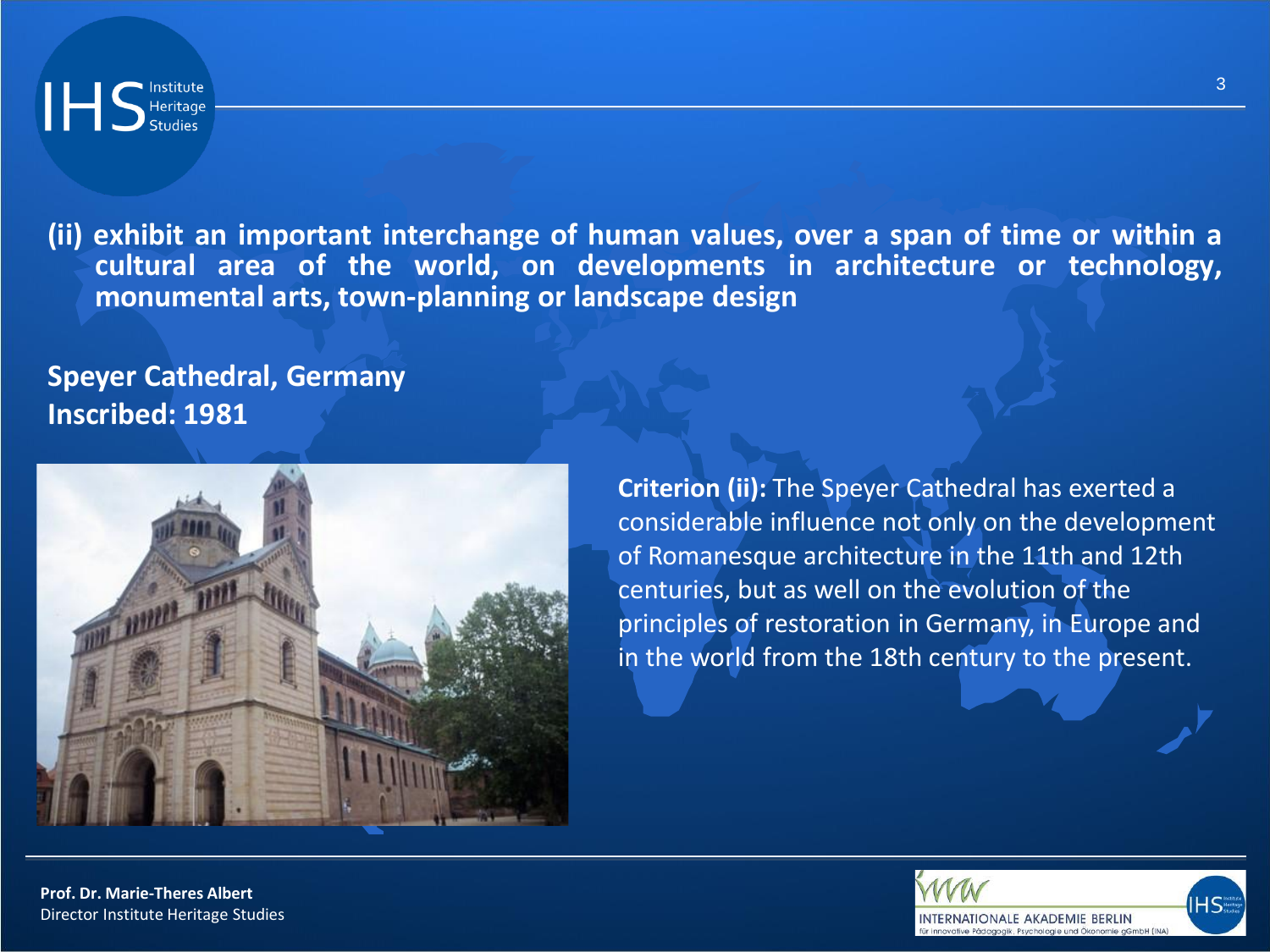**(ii) exhibit an important interchange of human values, over a span of time or within a cultural area of the world, on developments in architecture or technology, monumental arts, town-planning or landscape design**

**Speyer Cathedral, Germany**
**Inscribed: 1981**

**Criterion (ii):** The Speyer Cathedral has exerted a considerable influence not only on the development of Romanesque architecture in the 11th and 12th centuries, but as well on the evolution of the principles of restoration in Germany, in Europe and in the world from the 18th century to the present.

**Prof. Dr. Marie-Theres Albert**
Director Institute Heritage Studies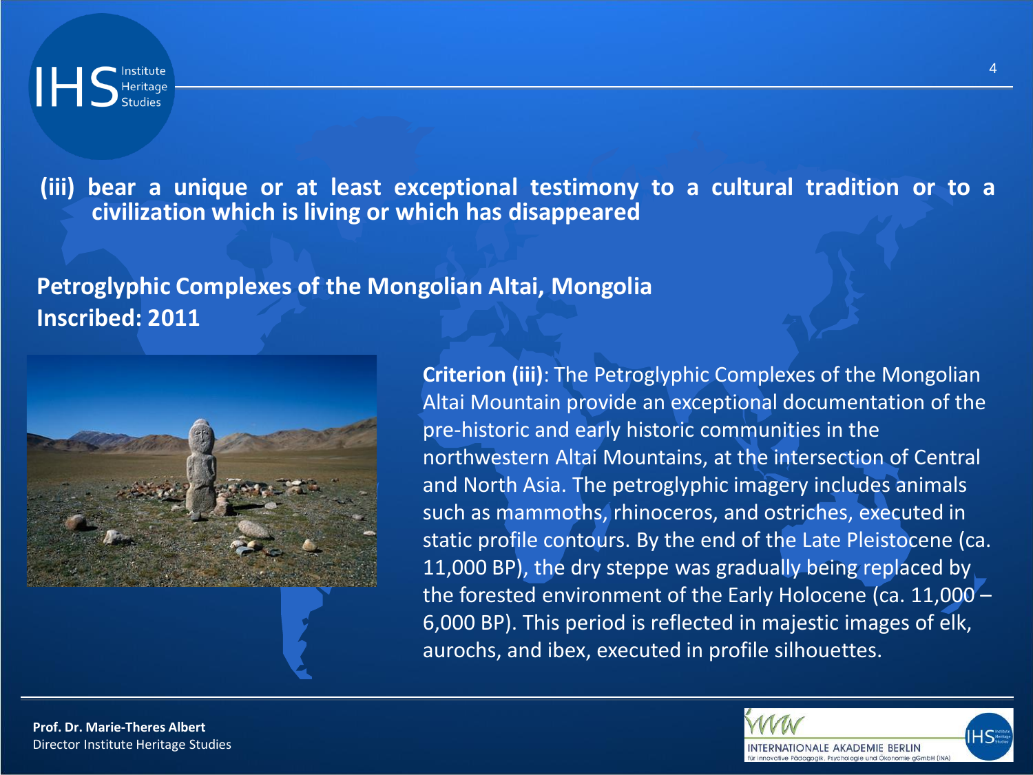**(iii) bear a unique or at least exceptional testimony to a cultural tradition or to a civilization which is living or which has disappeared**

## Petroglyphic Complexes of the Mongolian Altai, Mongolia
## Inscribed: 2011

**Criterion (iii)**: The Petroglyphic Complexes of the Mongolian Altai Mountain provide an exceptional documentation of the pre-historic and early historic communities in the northwestern Altai Mountains, at the intersection of Central and North Asia. The petroglyphic imagery includes animals such as mammoths, rhinoceros, and ostriches, executed in static profile contours. By the end of the Late Pleistocene (ca. 11,000 BP), the dry steppe was gradually being replaced by the forested environment of the Early Holocene (ca. 11,000 – 6,000 BP). This period is reflected in majestic images of elk, aurochs, and ibex, executed in profile silhouettes.

**Prof. Dr. Marie-Theres Albert**
Director Institute Heritage Studies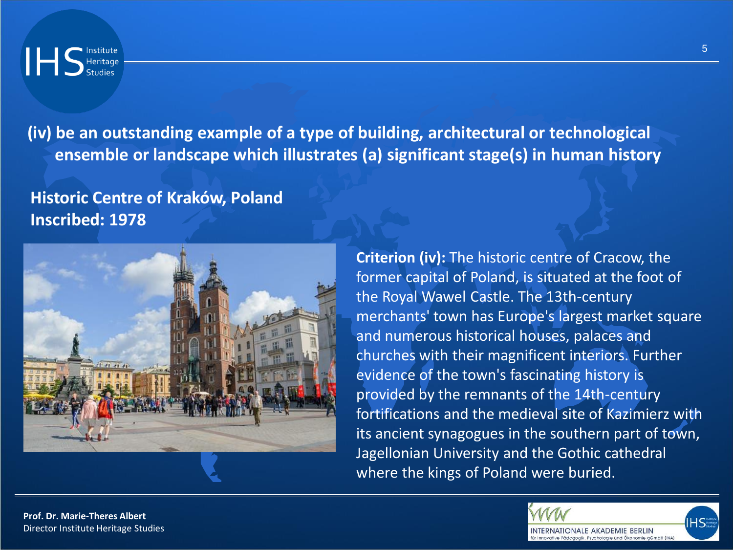**(iv) be an outstanding example of a type of building, architectural or technological ensemble or landscape which illustrates (a) significant stage(s) in human history**

**Historic Centre of Kraków, Poland**
**Inscribed: 1978**

**Criterion (iv):** The historic centre of Cracow, the former capital of Poland, is situated at the foot of the Royal Wawel Castle. The 13th-century merchants' town has Europe's largest market square and numerous historical houses, palaces and churches with their magnificent interiors. Further evidence of the town's fascinating history is provided by the remnants of the 14th-century fortifications and the medieval site of Kazimierz with its ancient synagogues in the southern part of town, Jagellonian University and the Gothic cathedral where the kings of Poland were buried.

**Prof. Dr. Marie-Theres Albert**
Director Institute Heritage Studies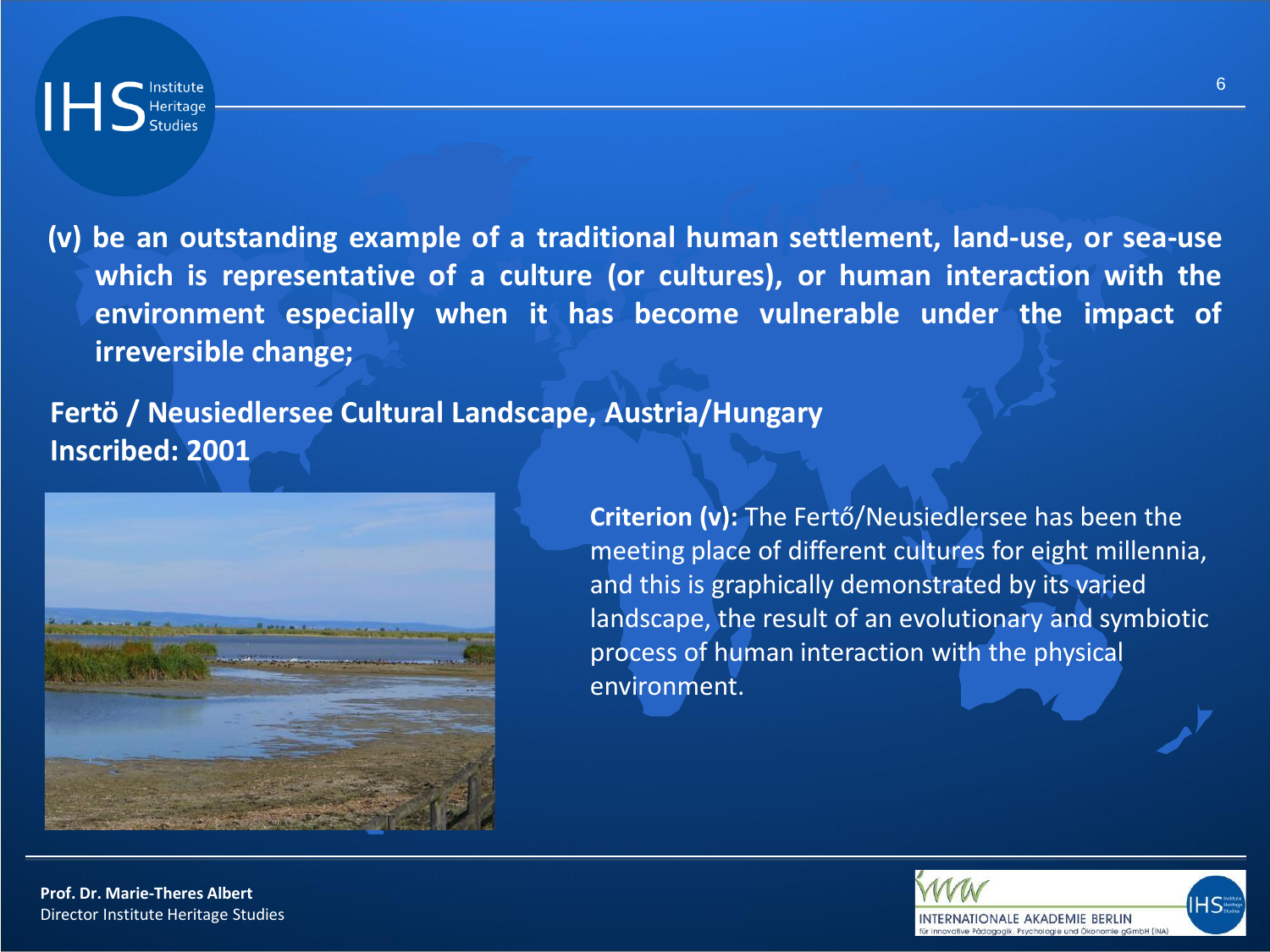**(v) be an outstanding example of a traditional human settlement, land-use, or sea-use which is representative of a culture (or cultures), or human interaction with the environment especially when it has become vulnerable under the impact of irreversible change;**

**Fertö / Neusiedlersee Cultural Landscape, Austria/Hungary**
**Inscribed: 2001**

**Criterion (v):** The Fertő/Neusiedlersee has been the meeting place of different cultures for eight millennia, and this is graphically demonstrated by its varied landscape, the result of an evolutionary and symbiotic process of human interaction with the physical environment.

**Prof. Dr. Marie-Theres Albert**
Director Institute Heritage Studies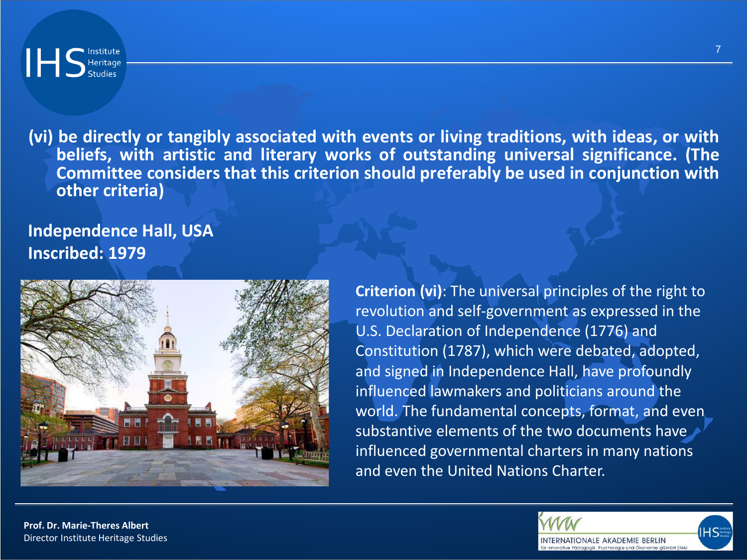**(vi) be directly or tangibly associated with events or living traditions, with ideas, or with beliefs, with artistic and literary works of outstanding universal significance. (The Committee considers that this criterion should preferably be used in conjunction with other criteria)**

**Independence Hall, USA**
**Inscribed: 1979**

**Criterion (vi)**: The universal principles of the right to revolution and self-government as expressed in the U.S. Declaration of Independence (1776) and Constitution (1787), which were debated, adopted, and signed in Independence Hall, have profoundly influenced lawmakers and politicians around the world. The fundamental concepts, format, and even substantive elements of the two documents have influenced governmental charters in many nations and even the United Nations Charter.

**Prof. Dr. Marie-Theres Albert**
Director Institute Heritage Studies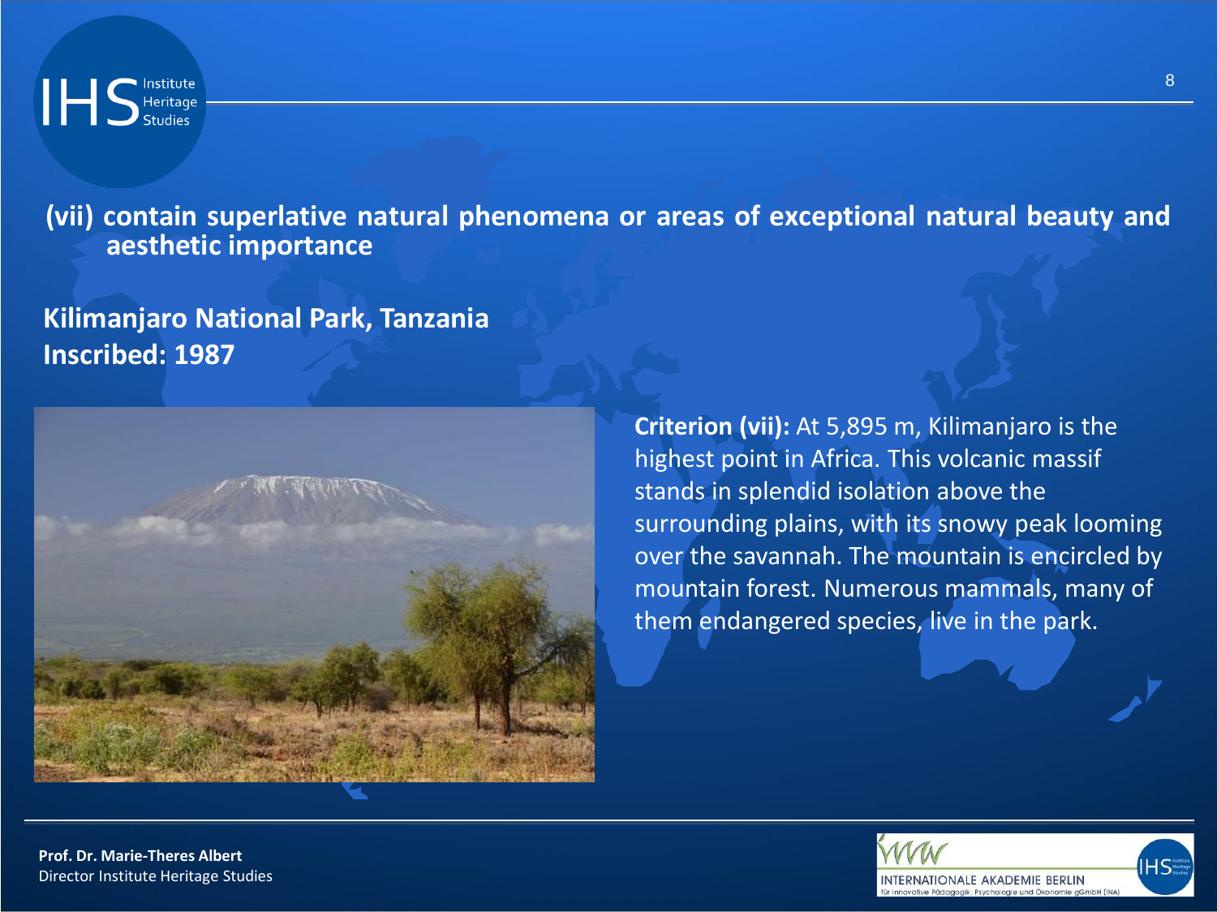**(vii) contain superlative natural phenomena or areas of exceptional natural beauty and aesthetic importance**

**Kilimanjaro National Park, Tanzania**
**Inscribed: 1987**

**Criterion (vii):** At 5,895 m, Kilimanjaro is the highest point in Africa. This volcanic massif stands in splendid isolation above the surrounding plains, with its snowy peak looming over the savannah. The mountain is encircled by mountain forest. Numerous mammals, many of them endangered species, live in the park.

**Prof. Dr. Marie-Theres Albert**
Director Institute Heritage Studies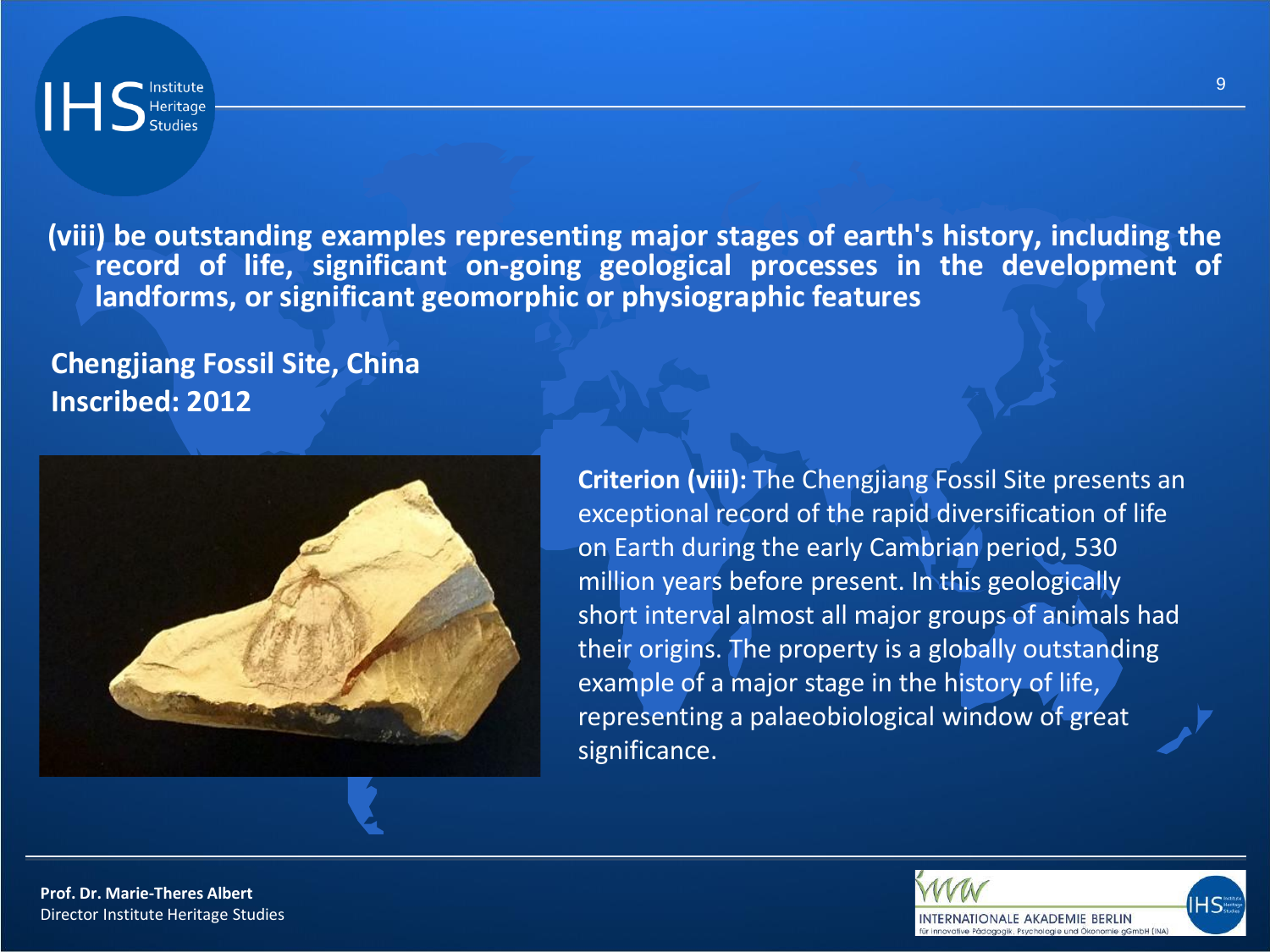**(viii) be outstanding examples representing major stages of earth's history, including the record of life, significant on-going geological processes in the development of landforms, or significant geomorphic or physiographic features**

**Chengjiang Fossil Site, China**
**Inscribed: 2012**

**Criterion (viii):** The Chengjiang Fossil Site presents an exceptional record of the rapid diversification of life on Earth during the early Cambrian period, 530 million years before present. In this geologically short interval almost all major groups of animals had their origins. The property is a globally outstanding example of a major stage in the history of life, representing a palaeobiological window of great significance.

**Prof. Dr. Marie-Theres Albert**
Director Institute Heritage Studies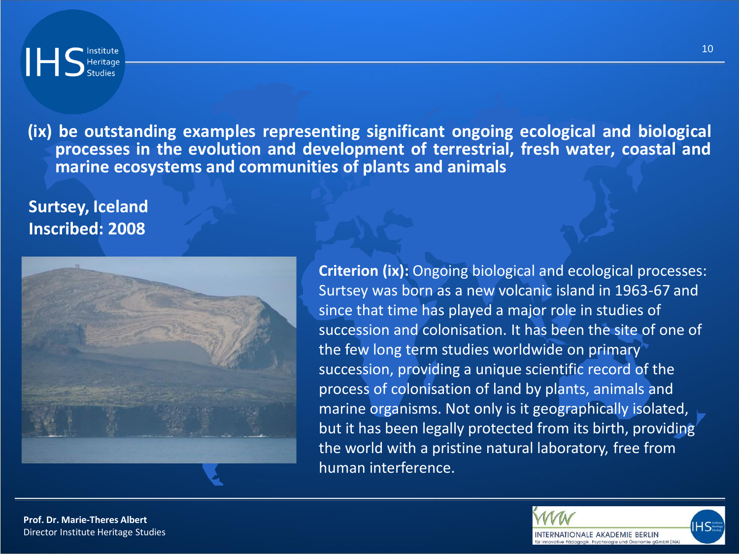**(ix) be outstanding examples representing significant ongoing ecological and biological processes in the evolution and development of terrestrial, fresh water, coastal and marine ecosystems and communities of plants and animals**

**Surtsey, Iceland**
**Inscribed: 2008**

**Criterion (ix):** Ongoing biological and ecological processes: Surtsey was born as a new volcanic island in 1963-67 and since that time has played a major role in studies of succession and colonisation. It has been the site of one of the few long term studies worldwide on primary succession, providing a unique scientific record of the process of colonisation of land by plants, animals and marine organisms. Not only is it geographically isolated, but it has been legally protected from its birth, providing the world with a pristine natural laboratory, free from human interference.

**Prof. Dr. Marie-Theres Albert**
Director Institute Heritage Studies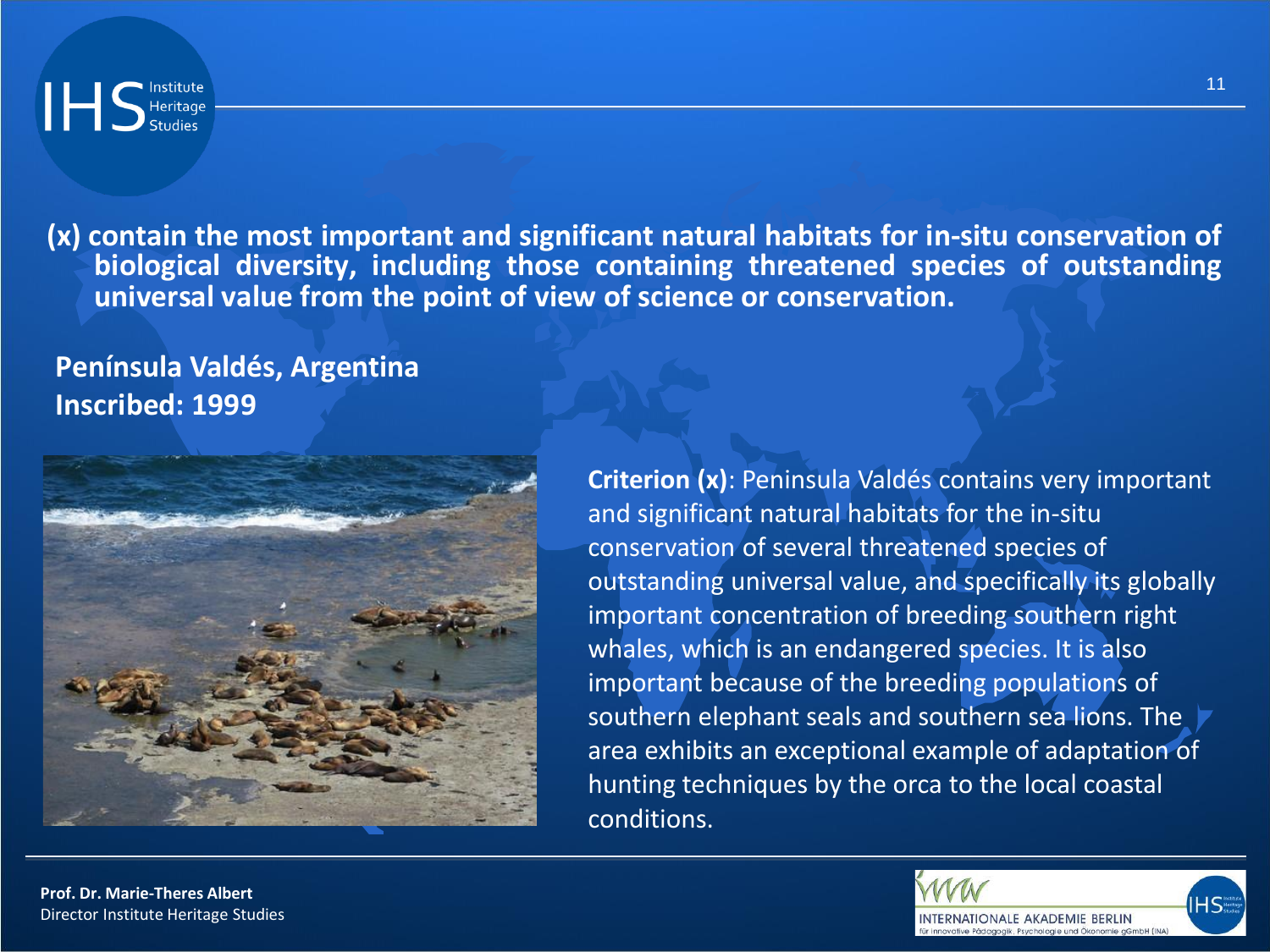**(x) contain the most important and significant natural habitats for in-situ conservation of biological diversity, including those containing threatened species of outstanding universal value from the point of view of science or conservation.**

**Península Valdés, Argentina**
**Inscribed: 1999**

**Criterion (x)**: Peninsula Valdés contains very important and significant natural habitats for the in-situ conservation of several threatened species of outstanding universal value, and specifically its globally important concentration of breeding southern right whales, which is an endangered species. It is also important because of the breeding populations of southern elephant seals and southern sea lions. The area exhibits an exceptional example of adaptation of hunting techniques by the orca to the local coastal conditions.

**Prof. Dr. Marie-Theres Albert**
Director Institute Heritage Studies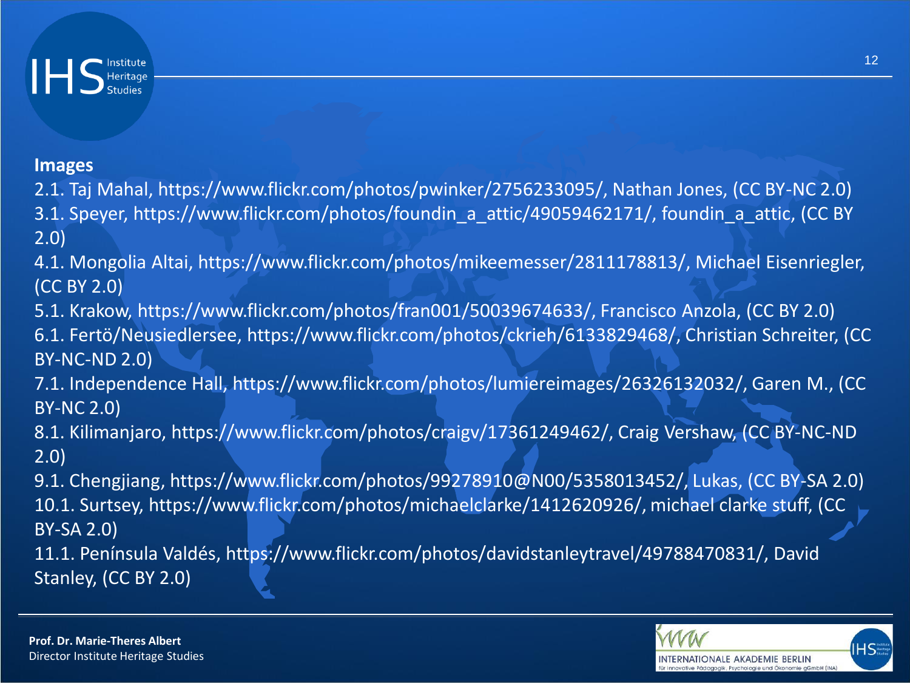**Images**

2.1. Taj Mahal, https://www.flickr.com/photos/pwinker/2756233095/, Nathan Jones, (CC BY-NC 2.0)
3.1. Speyer, https://www.flickr.com/photos/foundin_a_attic/49059462171/, foundin_a_attic, (CC BY 2.0)
4.1. Mongolia Altai, https://www.flickr.com/photos/mikeemesser/2811178813/, Michael Eisenriegler, (CC BY 2.0)
5.1. Krakow, https://www.flickr.com/photos/fran001/50039674633/, Francisco Anzola, (CC BY 2.0)
6.1. Fertö/Neusiedlersee, https://www.flickr.com/photos/ckrieh/6133829468/, Christian Schreiter, (CC BY-NC-ND 2.0)
7.1. Independence Hall, https://www.flickr.com/photos/lumiereimages/26326132032/, Garen M., (CC BY-NC 2.0)
8.1. Kilimanjaro, https://www.flickr.com/photos/craigv/17361249462/, Craig Vershaw, (CC BY-NC-ND 2.0)
9.1. Chengjiang, https://www.flickr.com/photos/99278910@N00/5358013452/, Lukas, (CC BY-SA 2.0)
10.1. Surtsey, https://www.flickr.com/photos/michaelclarke/1412620926/, michael clarke stuff, (CC BY-SA 2.0)
11.1. Península Valdés, https://www.flickr.com/photos/davidstanleytravel/49788470831/, David Stanley, (CC BY 2.0)

**Prof. Dr. Marie-Theres Albert**
Director Institute Heritage Studies